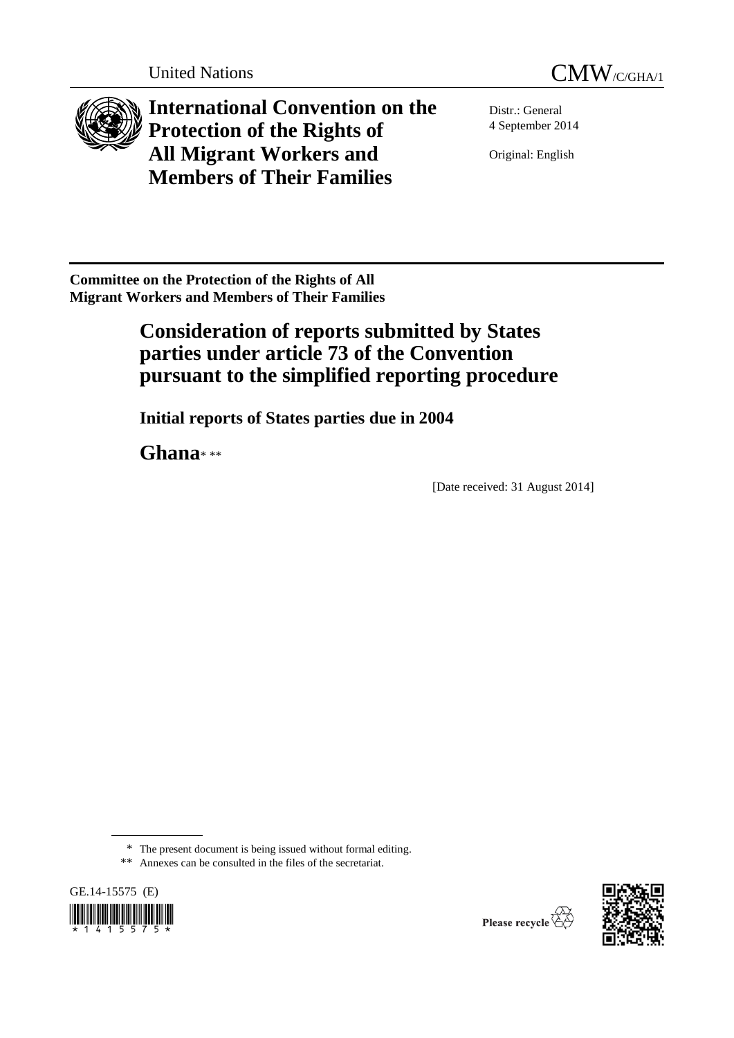United Nations CMW/C/GHA/1

# International Convention on the Protection of the Rights of All Migrant Workers and Members of Their Families

Distr.: General
4 September 2014

Original: English

**Committee on the Protection of the Rights of All Migrant Workers and Members of Their Families**

## Consideration of reports submitted by States parties under article 73 of the Convention pursuant to the simplified reporting procedure

### Initial reports of States parties due in 2004

### Ghana* **

[Date received: 31 August 2014]

\* The present document is being issued without formal editing.

\*\* Annexes can be consulted in the files of the secretariat.

GE.14-15575 (E)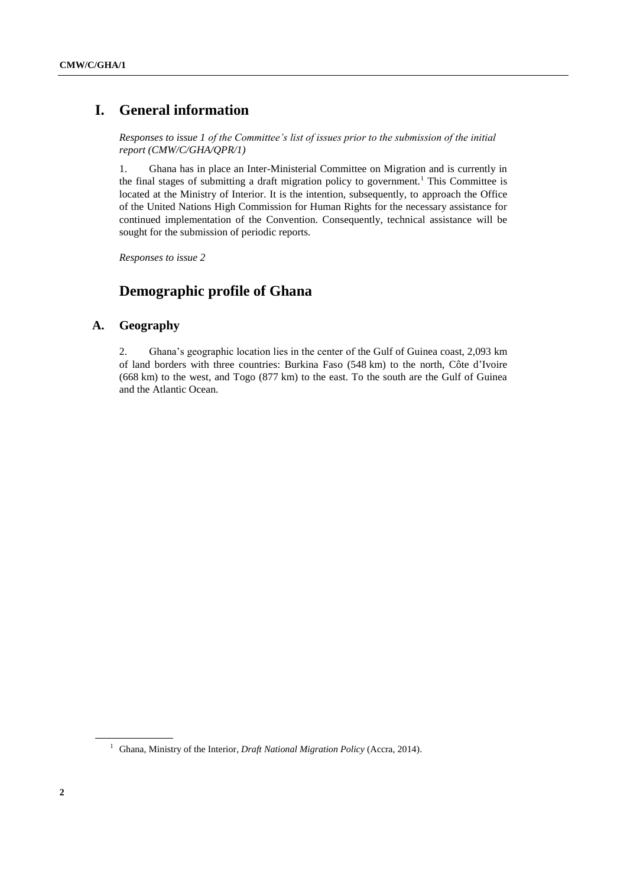# I. General information

*Responses to issue 1 of the Committee's list of issues prior to the submission of the initial report (CMW/C/GHA/QPR/1)*

1. Ghana has in place an Inter-Ministerial Committee on Migration and is currently in the final stages of submitting a draft migration policy to government.[1] This Committee is located at the Ministry of Interior. It is the intention, subsequently, to approach the Office of the United Nations High Commission for Human Rights for the necessary assistance for continued implementation of the Convention. Consequently, technical assistance will be sought for the submission of periodic reports.

*Responses to issue 2*

## Demographic profile of Ghana

### A. Geography

2. Ghana's geographic location lies in the center of the Gulf of Guinea coast, 2,093 km of land borders with three countries: Burkina Faso (548 km) to the north, Côte d'Ivoire (668 km) to the west, and Togo (877 km) to the east. To the south are the Gulf of Guinea and the Atlantic Ocean.

[1] Ghana, Ministry of the Interior, *Draft National Migration Policy* (Accra, 2014).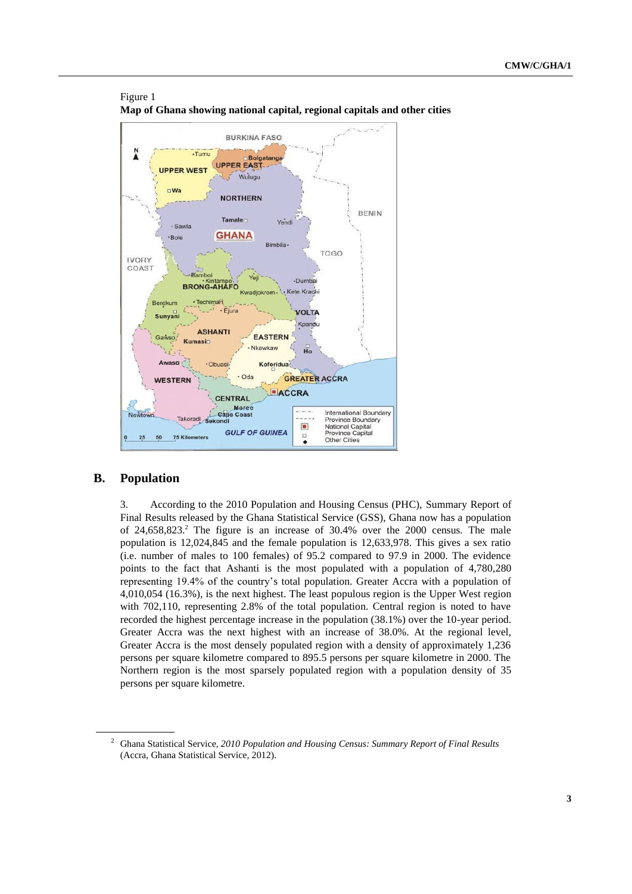Figure 1

**Map of Ghana showing national capital, regional capitals and other cities**

## B. Population

3. According to the 2010 Population and Housing Census (PHC), Summary Report of Final Results released by the Ghana Statistical Service (GSS), Ghana now has a population of 24,658,823.[2] The figure is an increase of 30.4% over the 2000 census. The male population is 12,024,845 and the female population is 12,633,978. This gives a sex ratio (i.e. number of males to 100 females) of 95.2 compared to 97.9 in 2000. The evidence points to the fact that Ashanti is the most populated with a population of 4,780,280 representing 19.4% of the country's total population. Greater Accra with a population of 4,010,054 (16.3%), is the next highest. The least populous region is the Upper West region with 702,110, representing 2.8% of the total population. Central region is noted to have recorded the highest percentage increase in the population (38.1%) over the 10-year period. Greater Accra was the next highest with an increase of 38.0%. At the regional level, Greater Accra is the most densely populated region with a density of approximately 1,236 persons per square kilometre compared to 895.5 persons per square kilometre in 2000. The Northern region is the most sparsely populated region with a population density of 35 persons per square kilometre.

---

[2] Ghana Statistical Service, *2010 Population and Housing Census: Summary Report of Final Results* (Accra, Ghana Statistical Service, 2012).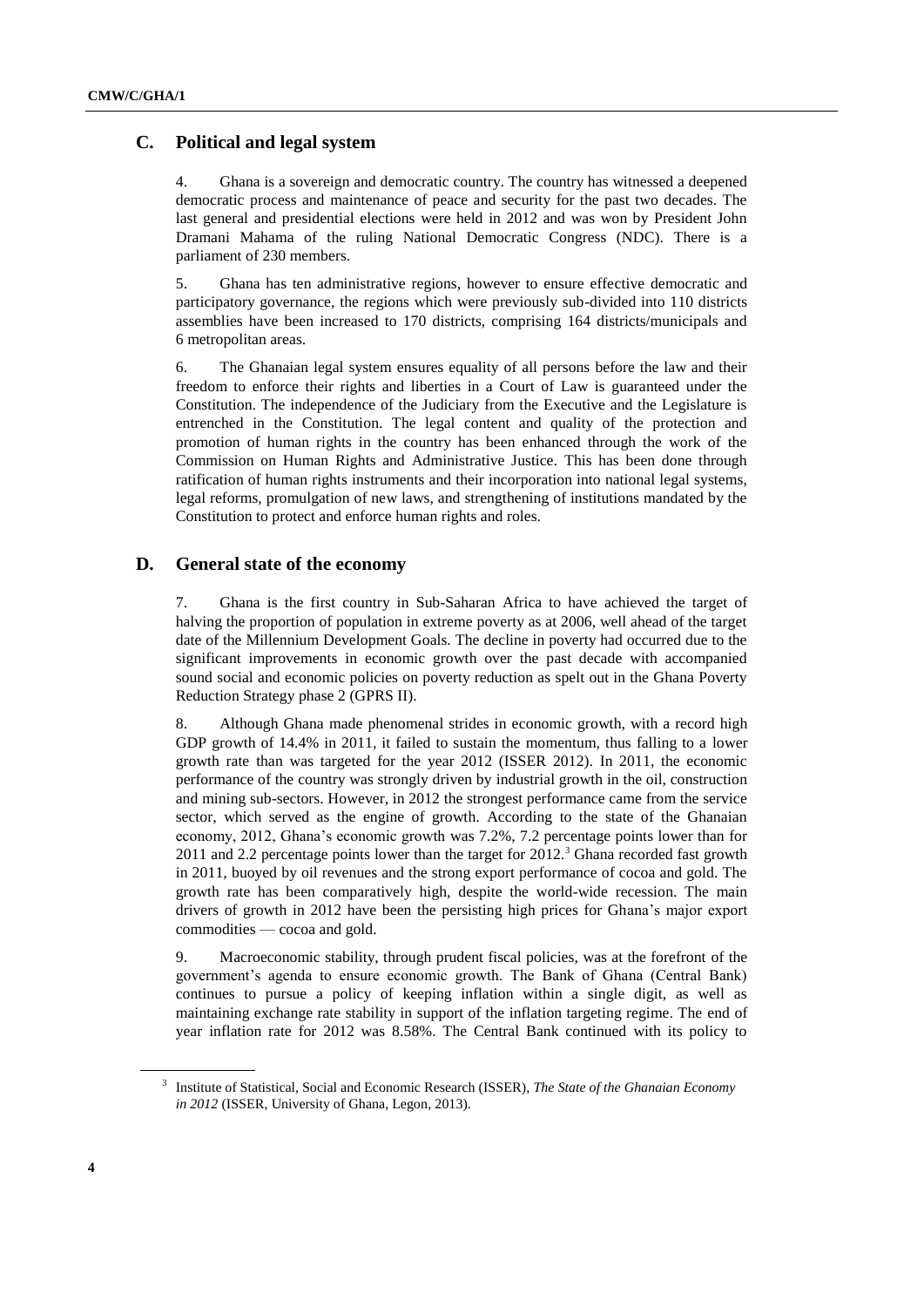## C. Political and legal system

4. Ghana is a sovereign and democratic country. The country has witnessed a deepened democratic process and maintenance of peace and security for the past two decades. The last general and presidential elections were held in 2012 and was won by President John Dramani Mahama of the ruling National Democratic Congress (NDC). There is a parliament of 230 members.

5. Ghana has ten administrative regions, however to ensure effective democratic and participatory governance, the regions which were previously sub-divided into 110 districts assemblies have been increased to 170 districts, comprising 164 districts/municipals and 6 metropolitan areas.

6. The Ghanaian legal system ensures equality of all persons before the law and their freedom to enforce their rights and liberties in a Court of Law is guaranteed under the Constitution. The independence of the Judiciary from the Executive and the Legislature is entrenched in the Constitution. The legal content and quality of the protection and promotion of human rights in the country has been enhanced through the work of the Commission on Human Rights and Administrative Justice. This has been done through ratification of human rights instruments and their incorporation into national legal systems, legal reforms, promulgation of new laws, and strengthening of institutions mandated by the Constitution to protect and enforce human rights and roles.

## D. General state of the economy

7. Ghana is the first country in Sub-Saharan Africa to have achieved the target of halving the proportion of population in extreme poverty as at 2006, well ahead of the target date of the Millennium Development Goals. The decline in poverty had occurred due to the significant improvements in economic growth over the past decade with accompanied sound social and economic policies on poverty reduction as spelt out in the Ghana Poverty Reduction Strategy phase 2 (GPRS II).

8. Although Ghana made phenomenal strides in economic growth, with a record high GDP growth of 14.4% in 2011, it failed to sustain the momentum, thus falling to a lower growth rate than was targeted for the year 2012 (ISSER 2012). In 2011, the economic performance of the country was strongly driven by industrial growth in the oil, construction and mining sub-sectors. However, in 2012 the strongest performance came from the service sector, which served as the engine of growth. According to the state of the Ghanaian economy, 2012, Ghana's economic growth was 7.2%, 7.2 percentage points lower than for 2011 and 2.2 percentage points lower than the target for 2012.[3] Ghana recorded fast growth in 2011, buoyed by oil revenues and the strong export performance of cocoa and gold. The growth rate has been comparatively high, despite the world-wide recession. The main drivers of growth in 2012 have been the persisting high prices for Ghana's major export commodities — cocoa and gold.

9. Macroeconomic stability, through prudent fiscal policies, was at the forefront of the government's agenda to ensure economic growth. The Bank of Ghana (Central Bank) continues to pursue a policy of keeping inflation within a single digit, as well as maintaining exchange rate stability in support of the inflation targeting regime. The end of year inflation rate for 2012 was 8.58%. The Central Bank continued with its policy to

[3] Institute of Statistical, Social and Economic Research (ISSER), *The State of the Ghanaian Economy in 2012* (ISSER, University of Ghana, Legon, 2013).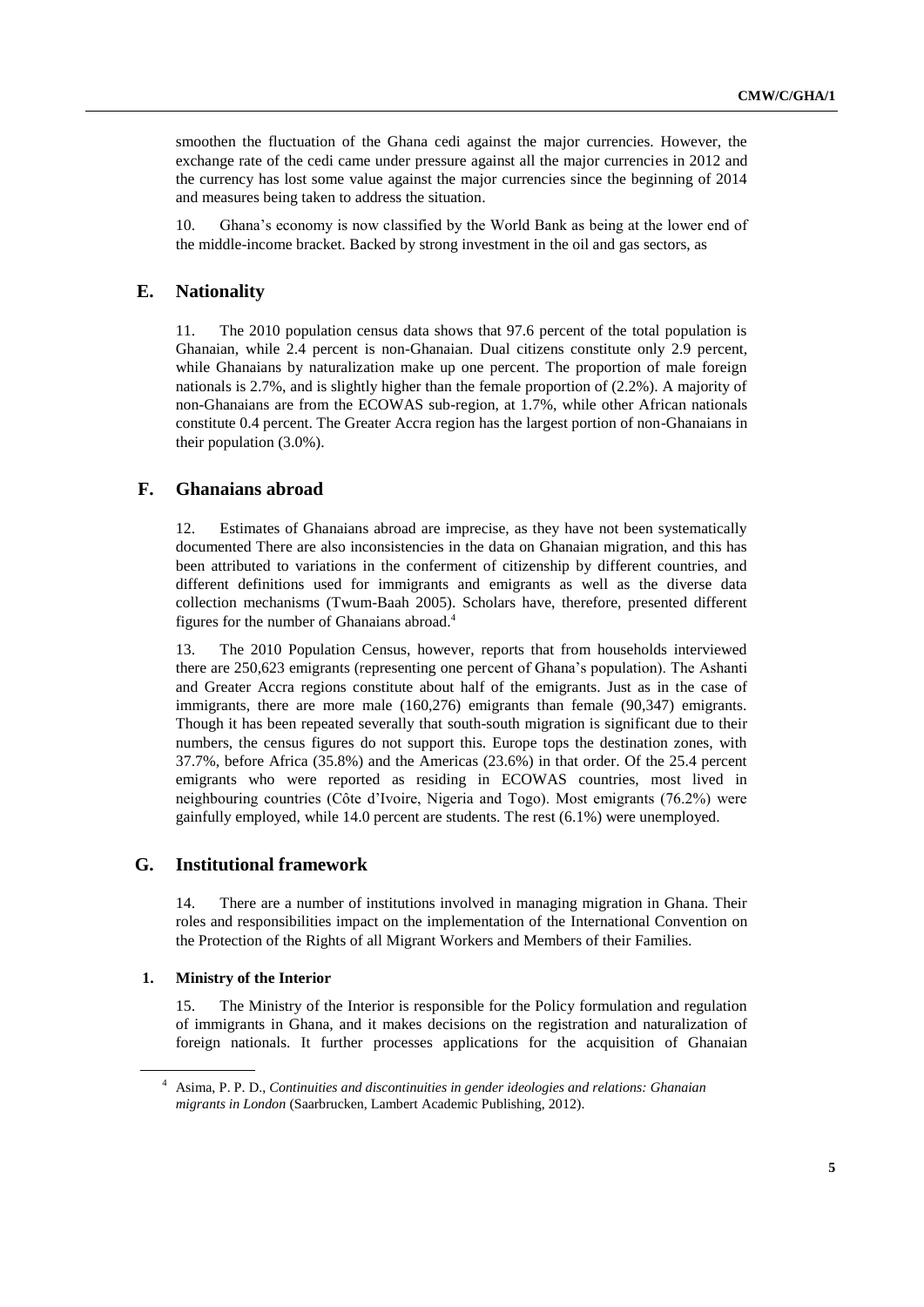smoothen the fluctuation of the Ghana cedi against the major currencies. However, the exchange rate of the cedi came under pressure against all the major currencies in 2012 and the currency has lost some value against the major currencies since the beginning of 2014 and measures being taken to address the situation.

10. Ghana's economy is now classified by the World Bank as being at the lower end of the middle-income bracket. Backed by strong investment in the oil and gas sectors, as

## E. Nationality

11. The 2010 population census data shows that 97.6 percent of the total population is Ghanaian, while 2.4 percent is non-Ghanaian. Dual citizens constitute only 2.9 percent, while Ghanaians by naturalization make up one percent. The proportion of male foreign nationals is 2.7%, and is slightly higher than the female proportion of (2.2%). A majority of non-Ghanaians are from the ECOWAS sub-region, at 1.7%, while other African nationals constitute 0.4 percent. The Greater Accra region has the largest portion of non-Ghanaians in their population (3.0%).

## F. Ghanaians abroad

12. Estimates of Ghanaians abroad are imprecise, as they have not been systematically documented There are also inconsistencies in the data on Ghanaian migration, and this has been attributed to variations in the conferment of citizenship by different countries, and different definitions used for immigrants and emigrants as well as the diverse data collection mechanisms (Twum-Baah 2005). Scholars have, therefore, presented different figures for the number of Ghanaians abroad.[4]

13. The 2010 Population Census, however, reports that from households interviewed there are 250,623 emigrants (representing one percent of Ghana's population). The Ashanti and Greater Accra regions constitute about half of the emigrants. Just as in the case of immigrants, there are more male (160,276) emigrants than female (90,347) emigrants. Though it has been repeated severally that south-south migration is significant due to their numbers, the census figures do not support this. Europe tops the destination zones, with 37.7%, before Africa (35.8%) and the Americas (23.6%) in that order. Of the 25.4 percent emigrants who were reported as residing in ECOWAS countries, most lived in neighbouring countries (Côte d'Ivoire, Nigeria and Togo). Most emigrants (76.2%) were gainfully employed, while 14.0 percent are students. The rest (6.1%) were unemployed.

## G. Institutional framework

14. There are a number of institutions involved in managing migration in Ghana. Their roles and responsibilities impact on the implementation of the International Convention on the Protection of the Rights of all Migrant Workers and Members of their Families.

### 1. Ministry of the Interior

15. The Ministry of the Interior is responsible for the Policy formulation and regulation of immigrants in Ghana, and it makes decisions on the registration and naturalization of foreign nationals. It further processes applications for the acquisition of Ghanaian

---

[4] Asima, P. P. D., *Continuities and discontinuities in gender ideologies and relations: Ghanaian migrants in London* (Saarbrucken, Lambert Academic Publishing, 2012).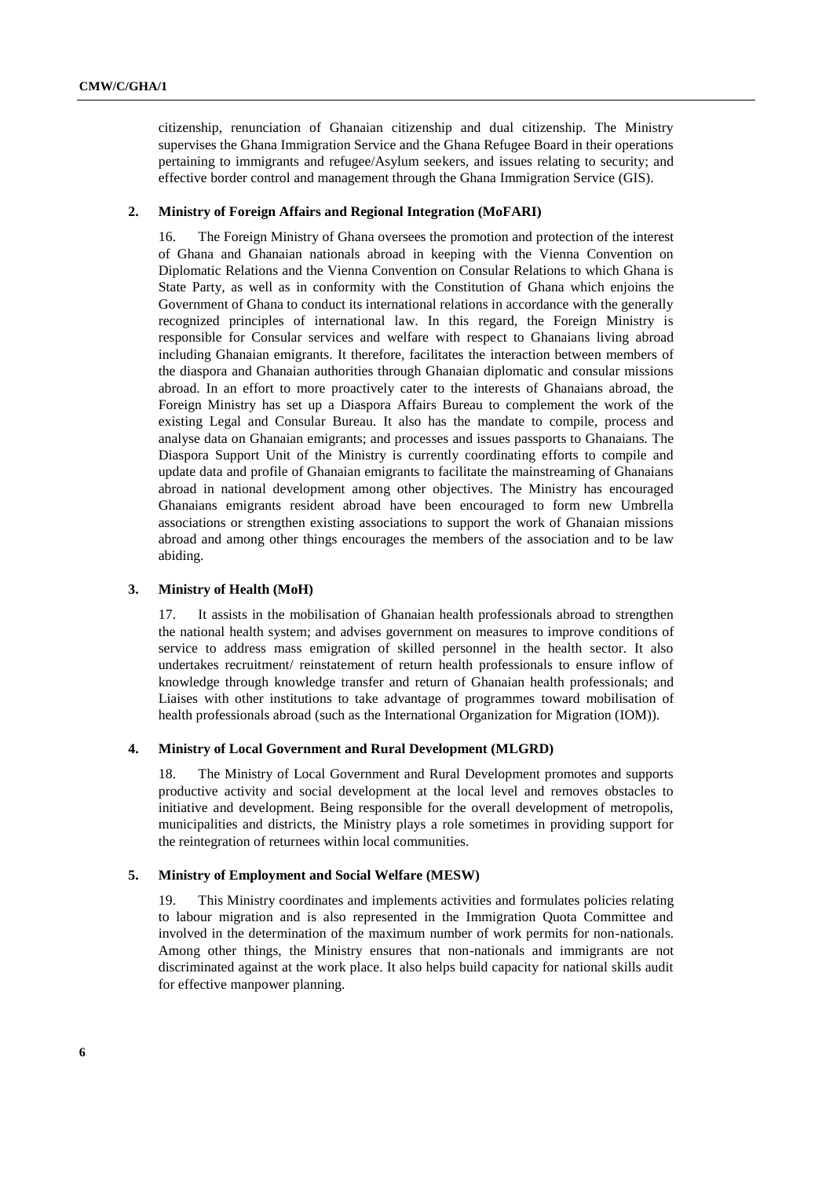citizenship, renunciation of Ghanaian citizenship and dual citizenship. The Ministry supervises the Ghana Immigration Service and the Ghana Refugee Board in their operations pertaining to immigrants and refugee/Asylum seekers, and issues relating to security; and effective border control and management through the Ghana Immigration Service (GIS).

### 2. Ministry of Foreign Affairs and Regional Integration (MoFARI)

16. The Foreign Ministry of Ghana oversees the promotion and protection of the interest of Ghana and Ghanaian nationals abroad in keeping with the Vienna Convention on Diplomatic Relations and the Vienna Convention on Consular Relations to which Ghana is State Party, as well as in conformity with the Constitution of Ghana which enjoins the Government of Ghana to conduct its international relations in accordance with the generally recognized principles of international law. In this regard, the Foreign Ministry is responsible for Consular services and welfare with respect to Ghanaians living abroad including Ghanaian emigrants. It therefore, facilitates the interaction between members of the diaspora and Ghanaian authorities through Ghanaian diplomatic and consular missions abroad. In an effort to more proactively cater to the interests of Ghanaians abroad, the Foreign Ministry has set up a Diaspora Affairs Bureau to complement the work of the existing Legal and Consular Bureau. It also has the mandate to compile, process and analyse data on Ghanaian emigrants; and processes and issues passports to Ghanaians. The Diaspora Support Unit of the Ministry is currently coordinating efforts to compile and update data and profile of Ghanaian emigrants to facilitate the mainstreaming of Ghanaians abroad in national development among other objectives. The Ministry has encouraged Ghanaians emigrants resident abroad have been encouraged to form new Umbrella associations or strengthen existing associations to support the work of Ghanaian missions abroad and among other things encourages the members of the association and to be law abiding.

### 3. Ministry of Health (MoH)

17. It assists in the mobilisation of Ghanaian health professionals abroad to strengthen the national health system; and advises government on measures to improve conditions of service to address mass emigration of skilled personnel in the health sector. It also undertakes recruitment/ reinstatement of return health professionals to ensure inflow of knowledge through knowledge transfer and return of Ghanaian health professionals; and Liaises with other institutions to take advantage of programmes toward mobilisation of health professionals abroad (such as the International Organization for Migration (IOM)).

### 4. Ministry of Local Government and Rural Development (MLGRD)

18. The Ministry of Local Government and Rural Development promotes and supports productive activity and social development at the local level and removes obstacles to initiative and development. Being responsible for the overall development of metropolis, municipalities and districts, the Ministry plays a role sometimes in providing support for the reintegration of returnees within local communities.

### 5. Ministry of Employment and Social Welfare (MESW)

19. This Ministry coordinates and implements activities and formulates policies relating to labour migration and is also represented in the Immigration Quota Committee and involved in the determination of the maximum number of work permits for non-nationals. Among other things, the Ministry ensures that non-nationals and immigrants are not discriminated against at the work place. It also helps build capacity for national skills audit for effective manpower planning.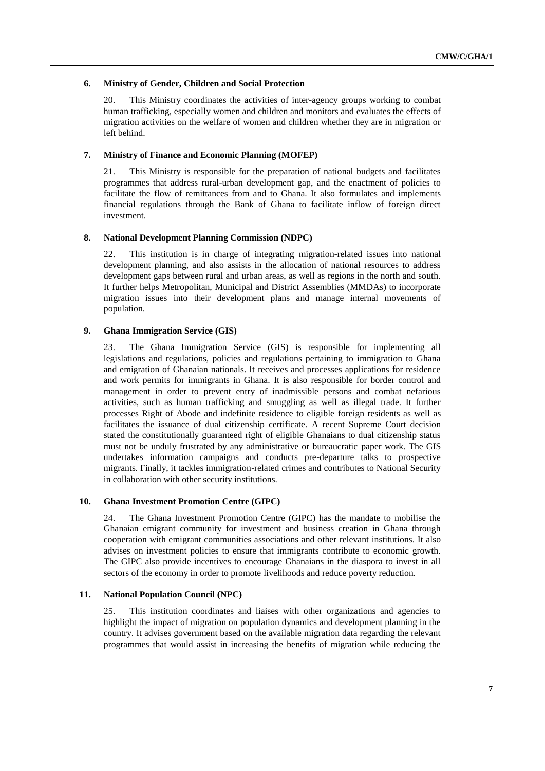### 6. Ministry of Gender, Children and Social Protection

20. This Ministry coordinates the activities of inter-agency groups working to combat human trafficking, especially women and children and monitors and evaluates the effects of migration activities on the welfare of women and children whether they are in migration or left behind.

### 7. Ministry of Finance and Economic Planning (MOFEP)

21. This Ministry is responsible for the preparation of national budgets and facilitates programmes that address rural-urban development gap, and the enactment of policies to facilitate the flow of remittances from and to Ghana. It also formulates and implements financial regulations through the Bank of Ghana to facilitate inflow of foreign direct investment.

### 8. National Development Planning Commission (NDPC)

22. This institution is in charge of integrating migration-related issues into national development planning, and also assists in the allocation of national resources to address development gaps between rural and urban areas, as well as regions in the north and south. It further helps Metropolitan, Municipal and District Assemblies (MMDAs) to incorporate migration issues into their development plans and manage internal movements of population.

### 9. Ghana Immigration Service (GIS)

23. The Ghana Immigration Service (GIS) is responsible for implementing all legislations and regulations, policies and regulations pertaining to immigration to Ghana and emigration of Ghanaian nationals. It receives and processes applications for residence and work permits for immigrants in Ghana. It is also responsible for border control and management in order to prevent entry of inadmissible persons and combat nefarious activities, such as human trafficking and smuggling as well as illegal trade. It further processes Right of Abode and indefinite residence to eligible foreign residents as well as facilitates the issuance of dual citizenship certificate. A recent Supreme Court decision stated the constitutionally guaranteed right of eligible Ghanaians to dual citizenship status must not be unduly frustrated by any administrative or bureaucratic paper work. The GIS undertakes information campaigns and conducts pre-departure talks to prospective migrants. Finally, it tackles immigration-related crimes and contributes to National Security in collaboration with other security institutions.

### 10. Ghana Investment Promotion Centre (GIPC)

24. The Ghana Investment Promotion Centre (GIPC) has the mandate to mobilise the Ghanaian emigrant community for investment and business creation in Ghana through cooperation with emigrant communities associations and other relevant institutions. It also advises on investment policies to ensure that immigrants contribute to economic growth. The GIPC also provide incentives to encourage Ghanaians in the diaspora to invest in all sectors of the economy in order to promote livelihoods and reduce poverty reduction.

### 11. National Population Council (NPC)

25. This institution coordinates and liaises with other organizations and agencies to highlight the impact of migration on population dynamics and development planning in the country. It advises government based on the available migration data regarding the relevant programmes that would assist in increasing the benefits of migration while reducing the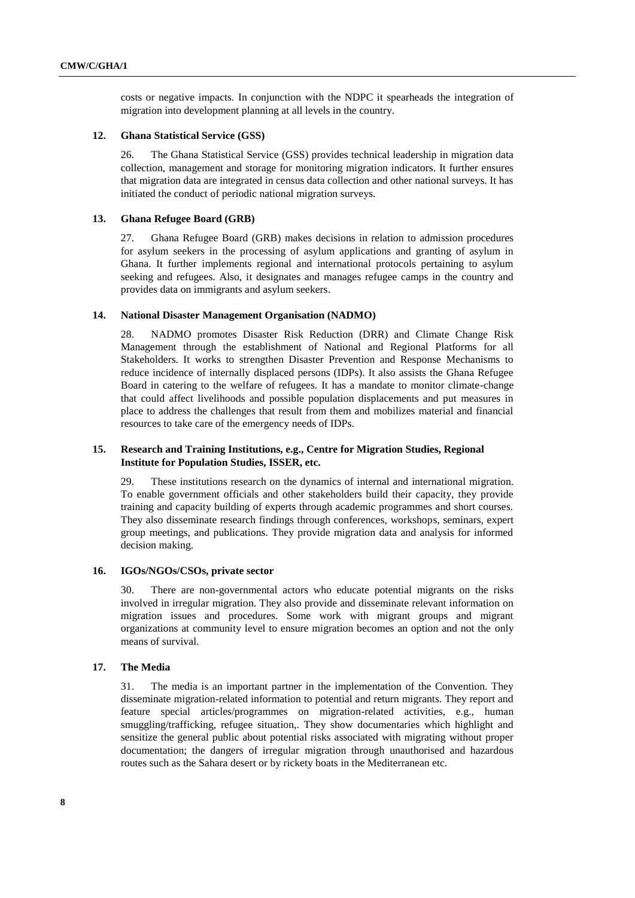costs or negative impacts. In conjunction with the NDPC it spearheads the integration of migration into development planning at all levels in the country.

### 12. Ghana Statistical Service (GSS)

26. The Ghana Statistical Service (GSS) provides technical leadership in migration data collection, management and storage for monitoring migration indicators. It further ensures that migration data are integrated in census data collection and other national surveys. It has initiated the conduct of periodic national migration surveys.

### 13. Ghana Refugee Board (GRB)

27. Ghana Refugee Board (GRB) makes decisions in relation to admission procedures for asylum seekers in the processing of asylum applications and granting of asylum in Ghana. It further implements regional and international protocols pertaining to asylum seeking and refugees. Also, it designates and manages refugee camps in the country and provides data on immigrants and asylum seekers.

### 14. National Disaster Management Organisation (NADMO)

28. NADMO promotes Disaster Risk Reduction (DRR) and Climate Change Risk Management through the establishment of National and Regional Platforms for all Stakeholders. It works to strengthen Disaster Prevention and Response Mechanisms to reduce incidence of internally displaced persons (IDPs). It also assists the Ghana Refugee Board in catering to the welfare of refugees. It has a mandate to monitor climate-change that could affect livelihoods and possible population displacements and put measures in place to address the challenges that result from them and mobilizes material and financial resources to take care of the emergency needs of IDPs.

### 15. Research and Training Institutions, e.g., Centre for Migration Studies, Regional Institute for Population Studies, ISSER, etc.

29. These institutions research on the dynamics of internal and international migration. To enable government officials and other stakeholders build their capacity, they provide training and capacity building of experts through academic programmes and short courses. They also disseminate research findings through conferences, workshops, seminars, expert group meetings, and publications. They provide migration data and analysis for informed decision making.

### 16. IGOs/NGOs/CSOs, private sector

30. There are non-governmental actors who educate potential migrants on the risks involved in irregular migration. They also provide and disseminate relevant information on migration issues and procedures. Some work with migrant groups and migrant organizations at community level to ensure migration becomes an option and not the only means of survival.

### 17. The Media

31. The media is an important partner in the implementation of the Convention. They disseminate migration-related information to potential and return migrants. They report and feature special articles/programmes on migration-related activities, e.g., human smuggling/trafficking, refugee situation,. They show documentaries which highlight and sensitize the general public about potential risks associated with migrating without proper documentation; the dangers of irregular migration through unauthorised and hazardous routes such as the Sahara desert or by rickety boats in the Mediterranean etc.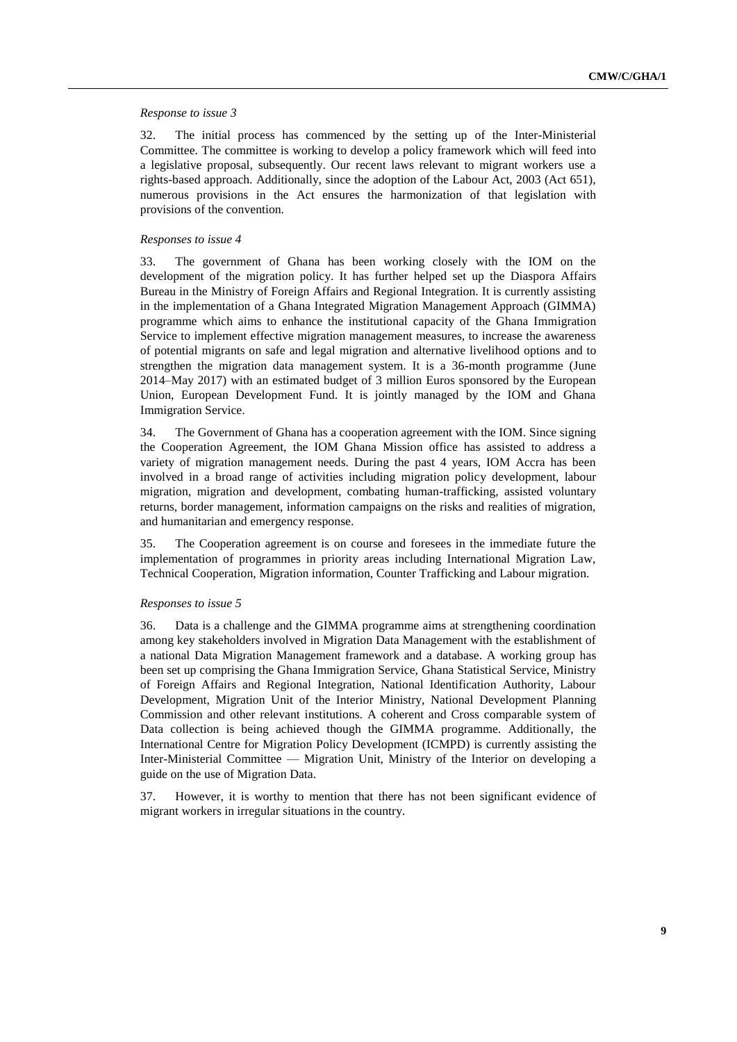*Response to issue 3*

32. The initial process has commenced by the setting up of the Inter-Ministerial Committee. The committee is working to develop a policy framework which will feed into a legislative proposal, subsequently. Our recent laws relevant to migrant workers use a rights-based approach. Additionally, since the adoption of the Labour Act, 2003 (Act 651), numerous provisions in the Act ensures the harmonization of that legislation with provisions of the convention.

*Responses to issue 4*

33. The government of Ghana has been working closely with the IOM on the development of the migration policy. It has further helped set up the Diaspora Affairs Bureau in the Ministry of Foreign Affairs and Regional Integration. It is currently assisting in the implementation of a Ghana Integrated Migration Management Approach (GIMMA) programme which aims to enhance the institutional capacity of the Ghana Immigration Service to implement effective migration management measures, to increase the awareness of potential migrants on safe and legal migration and alternative livelihood options and to strengthen the migration data management system. It is a 36-month programme (June 2014–May 2017) with an estimated budget of 3 million Euros sponsored by the European Union, European Development Fund. It is jointly managed by the IOM and Ghana Immigration Service.

34. The Government of Ghana has a cooperation agreement with the IOM. Since signing the Cooperation Agreement, the IOM Ghana Mission office has assisted to address a variety of migration management needs. During the past 4 years, IOM Accra has been involved in a broad range of activities including migration policy development, labour migration, migration and development, combating human-trafficking, assisted voluntary returns, border management, information campaigns on the risks and realities of migration, and humanitarian and emergency response.

35. The Cooperation agreement is on course and foresees in the immediate future the implementation of programmes in priority areas including International Migration Law, Technical Cooperation, Migration information, Counter Trafficking and Labour migration.

*Responses to issue 5*

36. Data is a challenge and the GIMMA programme aims at strengthening coordination among key stakeholders involved in Migration Data Management with the establishment of a national Data Migration Management framework and a database. A working group has been set up comprising the Ghana Immigration Service, Ghana Statistical Service, Ministry of Foreign Affairs and Regional Integration, National Identification Authority, Labour Development, Migration Unit of the Interior Ministry, National Development Planning Commission and other relevant institutions. A coherent and Cross comparable system of Data collection is being achieved though the GIMMA programme. Additionally, the International Centre for Migration Policy Development (ICMPD) is currently assisting the Inter-Ministerial Committee — Migration Unit, Ministry of the Interior on developing a guide on the use of Migration Data.

37. However, it is worthy to mention that there has not been significant evidence of migrant workers in irregular situations in the country.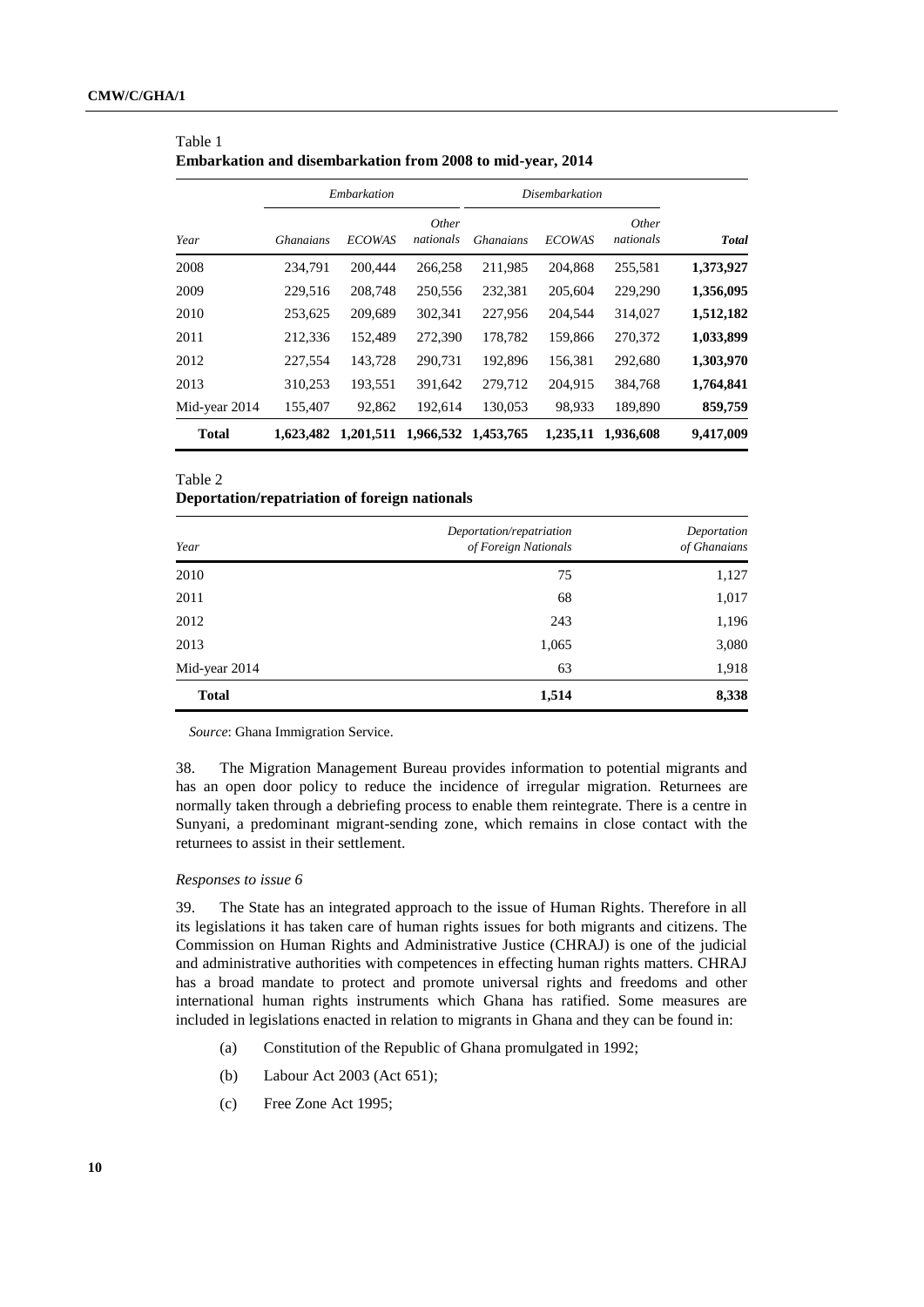Table 1
**Embarkation and disembarkation from 2008 to mid-year, 2014**

| | *Embarkation* | | | *Disembarkation* | | | |
|---|---|---|---|---|---|---|---|
| *Year* | *Ghanaians* | *ECOWAS* | *Other nationals* | *Ghanaians* | *ECOWAS* | *Other nationals* | ***Total*** |
| 2008 | 234,791 | 200,444 | 266,258 | 211,985 | 204,868 | 255,581 | **1,373,927** |
| 2009 | 229,516 | 208,748 | 250,556 | 232,381 | 205,604 | 229,290 | **1,356,095** |
| 2010 | 253,625 | 209,689 | 302,341 | 227,956 | 204,544 | 314,027 | **1,512,182** |
| 2011 | 212,336 | 152,489 | 272,390 | 178,782 | 159,866 | 270,372 | **1,033,899** |
| 2012 | 227,554 | 143,728 | 290,731 | 192,896 | 156,381 | 292,680 | **1,303,970** |
| 2013 | 310,253 | 193,551 | 391,642 | 279,712 | 204,915 | 384,768 | **1,764,841** |
| Mid-year 2014 | 155,407 | 92,862 | 192,614 | 130,053 | 98,933 | 189,890 | **859,759** |
| **Total** | **1,623,482** | **1,201,511** | **1,966,532** | **1,453,765** | **1,235,11** | **1,936,608** | **9,417,009** |

Table 2
**Deportation/repatriation of foreign nationals**

| *Year* | *Deportation/repatriation of Foreign Nationals* | *Deportation of Ghanaians* |
|---|---|---|
| 2010 | 75 | 1,127 |
| 2011 | 68 | 1,017 |
| 2012 | 243 | 1,196 |
| 2013 | 1,065 | 3,080 |
| Mid-year 2014 | 63 | 1,918 |
| **Total** | **1,514** | **8,338** |

*Source*: Ghana Immigration Service.

38. The Migration Management Bureau provides information to potential migrants and has an open door policy to reduce the incidence of irregular migration. Returnees are normally taken through a debriefing process to enable them reintegrate. There is a centre in Sunyani, a predominant migrant-sending zone, which remains in close contact with the returnees to assist in their settlement.

*Responses to issue 6*

39. The State has an integrated approach to the issue of Human Rights. Therefore in all its legislations it has taken care of human rights issues for both migrants and citizens. The Commission on Human Rights and Administrative Justice (CHRAJ) is one of the judicial and administrative authorities with competences in effecting human rights matters. CHRAJ has a broad mandate to protect and promote universal rights and freedoms and other international human rights instruments which Ghana has ratified. Some measures are included in legislations enacted in relation to migrants in Ghana and they can be found in:

(a) Constitution of the Republic of Ghana promulgated in 1992;

(b) Labour Act 2003 (Act 651);

(c) Free Zone Act 1995;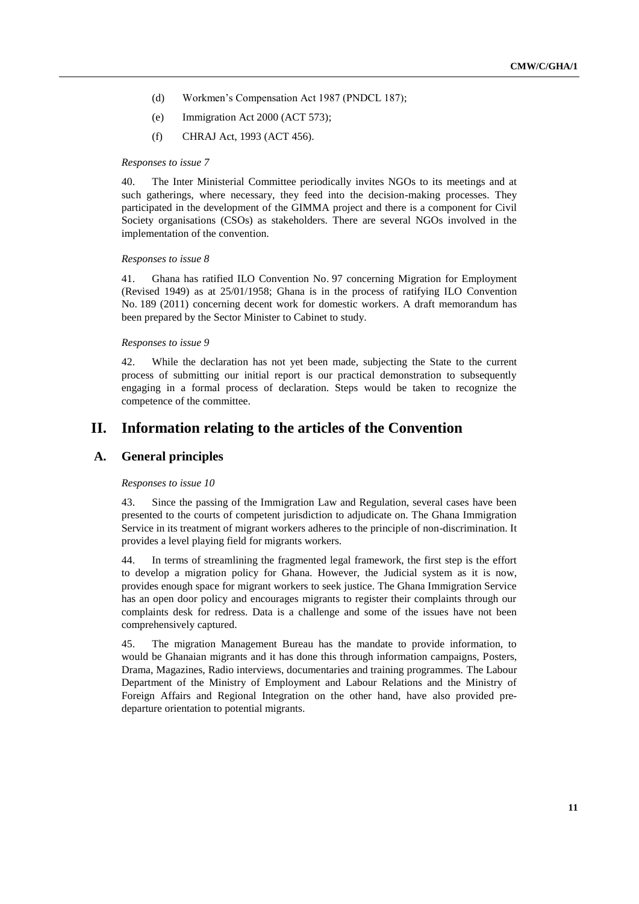(d) Workmen's Compensation Act 1987 (PNDCL 187);

(e) Immigration Act 2000 (ACT 573);

(f) CHRAJ Act, 1993 (ACT 456).

*Responses to issue 7*

40. The Inter Ministerial Committee periodically invites NGOs to its meetings and at such gatherings, where necessary, they feed into the decision-making processes. They participated in the development of the GIMMA project and there is a component for Civil Society organisations (CSOs) as stakeholders. There are several NGOs involved in the implementation of the convention.

*Responses to issue 8*

41. Ghana has ratified ILO Convention No. 97 concerning Migration for Employment (Revised 1949) as at 25/01/1958; Ghana is in the process of ratifying ILO Convention No. 189 (2011) concerning decent work for domestic workers. A draft memorandum has been prepared by the Sector Minister to Cabinet to study.

*Responses to issue 9*

42. While the declaration has not yet been made, subjecting the State to the current process of submitting our initial report is our practical demonstration to subsequently engaging in a formal process of declaration. Steps would be taken to recognize the competence of the committee.

# II. Information relating to the articles of the Convention

## A. General principles

*Responses to issue 10*

43. Since the passing of the Immigration Law and Regulation, several cases have been presented to the courts of competent jurisdiction to adjudicate on. The Ghana Immigration Service in its treatment of migrant workers adheres to the principle of non-discrimination. It provides a level playing field for migrants workers.

44. In terms of streamlining the fragmented legal framework, the first step is the effort to develop a migration policy for Ghana. However, the Judicial system as it is now, provides enough space for migrant workers to seek justice. The Ghana Immigration Service has an open door policy and encourages migrants to register their complaints through our complaints desk for redress. Data is a challenge and some of the issues have not been comprehensively captured.

45. The migration Management Bureau has the mandate to provide information, to would be Ghanaian migrants and it has done this through information campaigns, Posters, Drama, Magazines, Radio interviews, documentaries and training programmes. The Labour Department of the Ministry of Employment and Labour Relations and the Ministry of Foreign Affairs and Regional Integration on the other hand, have also provided pre-departure orientation to potential migrants.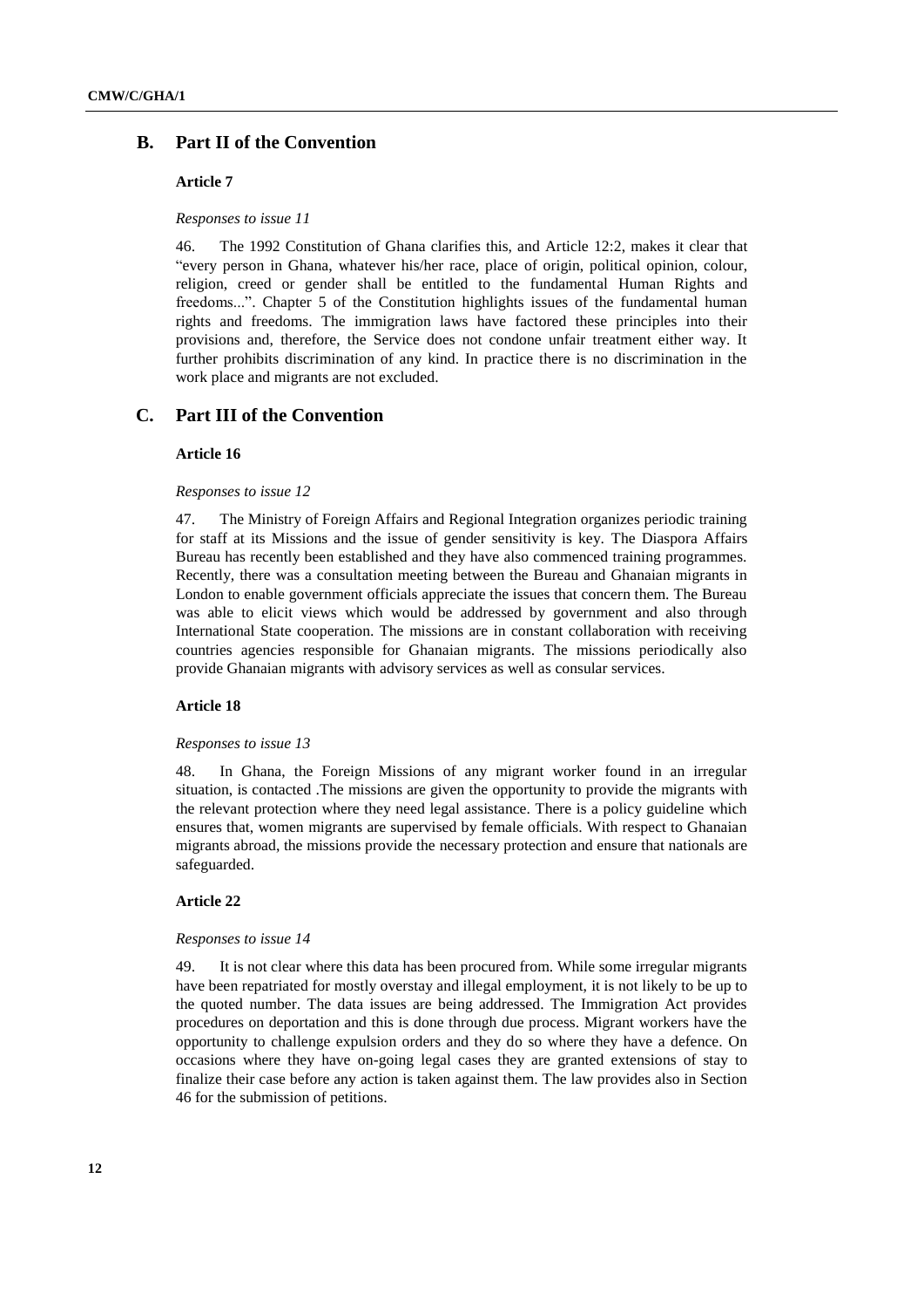## B. Part II of the Convention

### Article 7

*Responses to issue 11*

46. The 1992 Constitution of Ghana clarifies this, and Article 12:2, makes it clear that "every person in Ghana, whatever his/her race, place of origin, political opinion, colour, religion, creed or gender shall be entitled to the fundamental Human Rights and freedoms...". Chapter 5 of the Constitution highlights issues of the fundamental human rights and freedoms. The immigration laws have factored these principles into their provisions and, therefore, the Service does not condone unfair treatment either way. It further prohibits discrimination of any kind. In practice there is no discrimination in the work place and migrants are not excluded.

## C. Part III of the Convention

### Article 16

*Responses to issue 12*

47. The Ministry of Foreign Affairs and Regional Integration organizes periodic training for staff at its Missions and the issue of gender sensitivity is key. The Diaspora Affairs Bureau has recently been established and they have also commenced training programmes. Recently, there was a consultation meeting between the Bureau and Ghanaian migrants in London to enable government officials appreciate the issues that concern them. The Bureau was able to elicit views which would be addressed by government and also through International State cooperation. The missions are in constant collaboration with receiving countries agencies responsible for Ghanaian migrants. The missions periodically also provide Ghanaian migrants with advisory services as well as consular services.

### Article 18

*Responses to issue 13*

48. In Ghana, the Foreign Missions of any migrant worker found in an irregular situation, is contacted .The missions are given the opportunity to provide the migrants with the relevant protection where they need legal assistance. There is a policy guideline which ensures that, women migrants are supervised by female officials. With respect to Ghanaian migrants abroad, the missions provide the necessary protection and ensure that nationals are safeguarded.

### Article 22

*Responses to issue 14*

49. It is not clear where this data has been procured from. While some irregular migrants have been repatriated for mostly overstay and illegal employment, it is not likely to be up to the quoted number. The data issues are being addressed. The Immigration Act provides procedures on deportation and this is done through due process. Migrant workers have the opportunity to challenge expulsion orders and they do so where they have a defence. On occasions where they have on-going legal cases they are granted extensions of stay to finalize their case before any action is taken against them. The law provides also in Section 46 for the submission of petitions.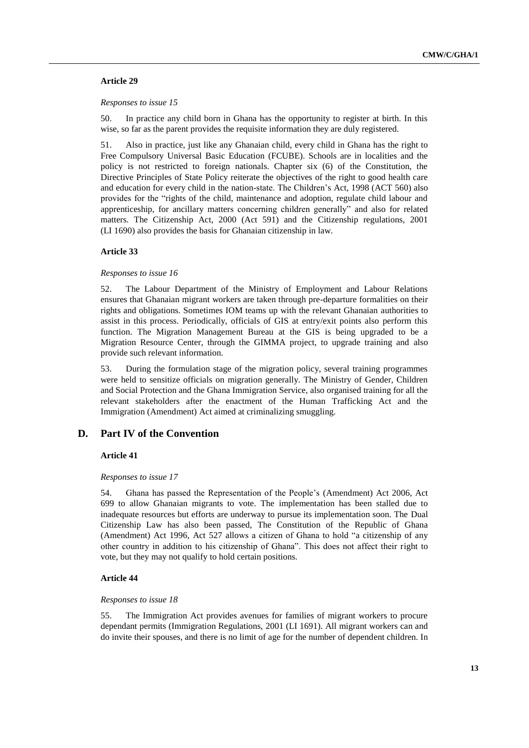### Article 29

*Responses to issue 15*

50. In practice any child born in Ghana has the opportunity to register at birth. In this wise, so far as the parent provides the requisite information they are duly registered.

51. Also in practice, just like any Ghanaian child, every child in Ghana has the right to Free Compulsory Universal Basic Education (FCUBE). Schools are in localities and the policy is not restricted to foreign nationals. Chapter six (6) of the Constitution, the Directive Principles of State Policy reiterate the objectives of the right to good health care and education for every child in the nation-state. The Children's Act, 1998 (ACT 560) also provides for the "rights of the child, maintenance and adoption, regulate child labour and apprenticeship, for ancillary matters concerning children generally" and also for related matters. The Citizenship Act, 2000 (Act 591) and the Citizenship regulations, 2001 (LI 1690) also provides the basis for Ghanaian citizenship in law.

### Article 33

*Responses to issue 16*

52. The Labour Department of the Ministry of Employment and Labour Relations ensures that Ghanaian migrant workers are taken through pre-departure formalities on their rights and obligations. Sometimes IOM teams up with the relevant Ghanaian authorities to assist in this process. Periodically, officials of GIS at entry/exit points also perform this function. The Migration Management Bureau at the GIS is being upgraded to be a Migration Resource Center, through the GIMMA project, to upgrade training and also provide such relevant information.

53. During the formulation stage of the migration policy, several training programmes were held to sensitize officials on migration generally. The Ministry of Gender, Children and Social Protection and the Ghana Immigration Service, also organised training for all the relevant stakeholders after the enactment of the Human Trafficking Act and the Immigration (Amendment) Act aimed at criminalizing smuggling.

## D. Part IV of the Convention

### Article 41

*Responses to issue 17*

54. Ghana has passed the Representation of the People's (Amendment) Act 2006, Act 699 to allow Ghanaian migrants to vote. The implementation has been stalled due to inadequate resources but efforts are underway to pursue its implementation soon. The Dual Citizenship Law has also been passed, The Constitution of the Republic of Ghana (Amendment) Act 1996, Act 527 allows a citizen of Ghana to hold "a citizenship of any other country in addition to his citizenship of Ghana". This does not affect their right to vote, but they may not qualify to hold certain positions.

### Article 44

*Responses to issue 18*

55. The Immigration Act provides avenues for families of migrant workers to procure dependant permits (Immigration Regulations, 2001 (LI 1691). All migrant workers can and do invite their spouses, and there is no limit of age for the number of dependent children. In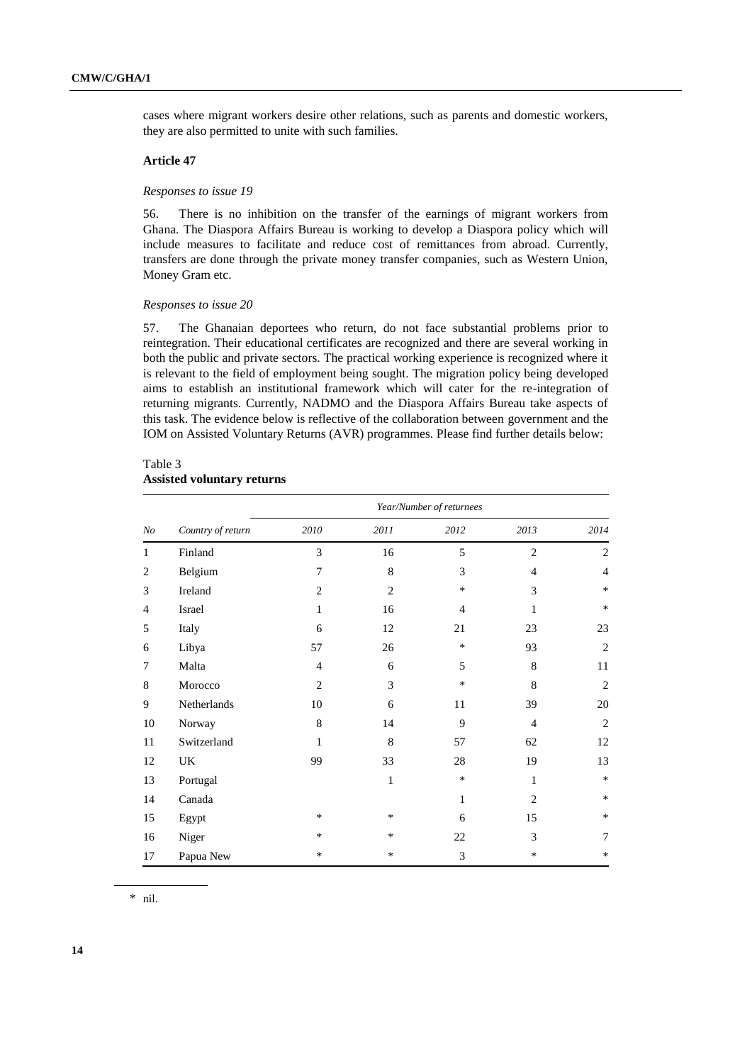cases where migrant workers desire other relations, such as parents and domestic workers, they are also permitted to unite with such families.

**Article 47**

*Responses to issue 19*

56. There is no inhibition on the transfer of the earnings of migrant workers from Ghana. The Diaspora Affairs Bureau is working to develop a Diaspora policy which will include measures to facilitate and reduce cost of remittances from abroad. Currently, transfers are done through the private money transfer companies, such as Western Union, Money Gram etc.

*Responses to issue 20*

57. The Ghanaian deportees who return, do not face substantial problems prior to reintegration. Their educational certificates are recognized and there are several working in both the public and private sectors. The practical working experience is recognized where it is relevant to the field of employment being sought. The migration policy being developed aims to establish an institutional framework which will cater for the re-integration of returning migrants. Currently, NADMO and the Diaspora Affairs Bureau take aspects of this task. The evidence below is reflective of the collaboration between government and the IOM on Assisted Voluntary Returns (AVR) programmes. Please find further details below:

Table 3
**Assisted voluntary returns**

| | | *Year/Number of returnees* | | | | |
|---|---|---|---|---|---|---|
| *No* | *Country of return* | *2010* | *2011* | *2012* | *2013* | *2014* |
| 1 | Finland | 3 | 16 | 5 | 2 | 2 |
| 2 | Belgium | 7 | 8 | 3 | 4 | 4 |
| 3 | Ireland | 2 | 2 | * | 3 | * |
| 4 | Israel | 1 | 16 | 4 | 1 | * |
| 5 | Italy | 6 | 12 | 21 | 23 | 23 |
| 6 | Libya | 57 | 26 | * | 93 | 2 |
| 7 | Malta | 4 | 6 | 5 | 8 | 11 |
| 8 | Morocco | 2 | 3 | * | 8 | 2 |
| 9 | Netherlands | 10 | 6 | 11 | 39 | 20 |
| 10 | Norway | 8 | 14 | 9 | 4 | 2 |
| 11 | Switzerland | 1 | 8 | 57 | 62 | 12 |
| 12 | UK | 99 | 33 | 28 | 19 | 13 |
| 13 | Portugal | | 1 | * | 1 | * |
| 14 | Canada | | | 1 | 2 | * |
| 15 | Egypt | * | * | 6 | 15 | * |
| 16 | Niger | * | * | 22 | 3 | 7 |
| 17 | Papua New | * | * | 3 | * | * |

\* nil.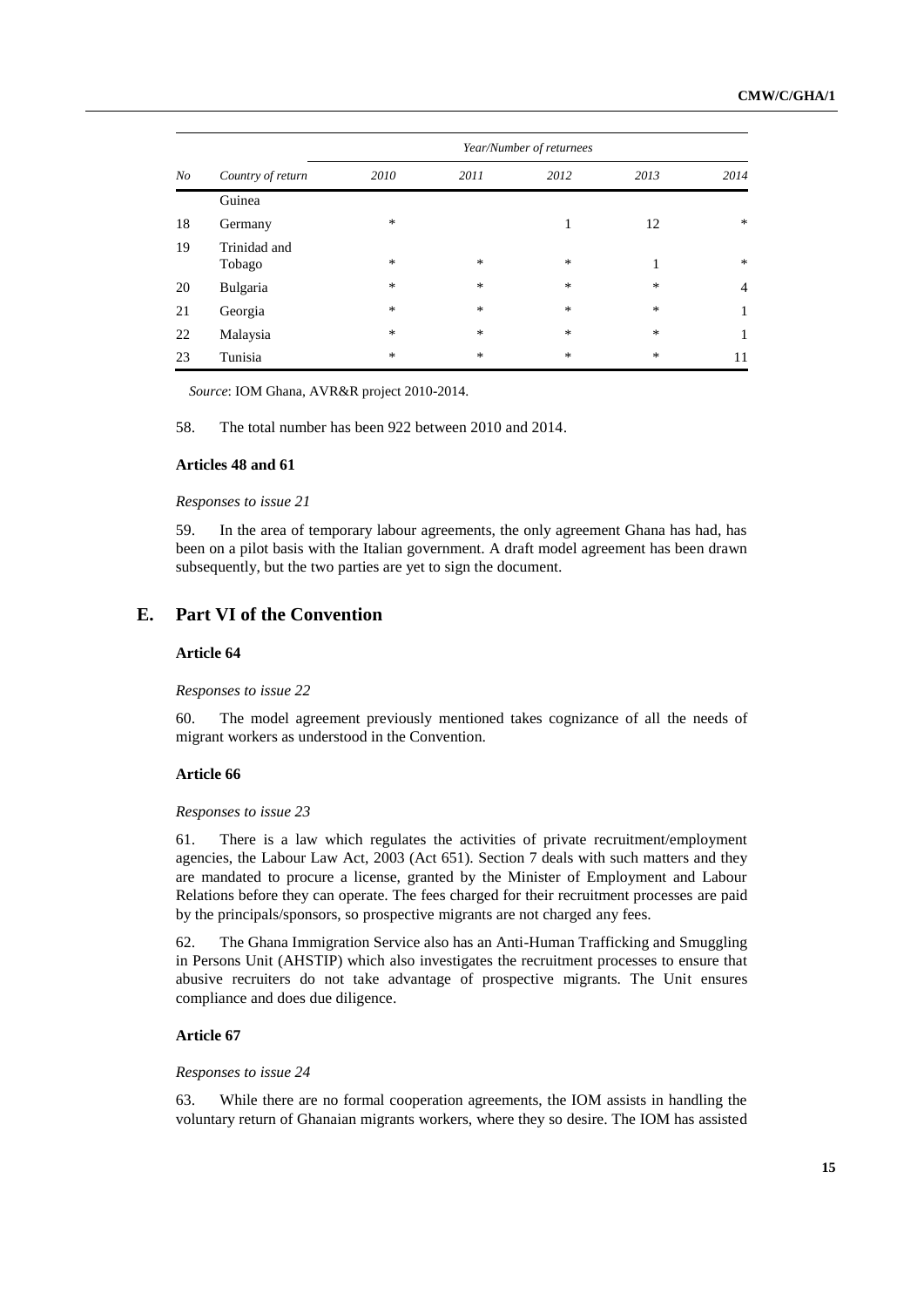| No | Country of return | Year/Number of returnees | | | | |
|---|---|---|---|---|---|---|
| | | 2010 | 2011 | 2012 | 2013 | 2014 |
| | Guinea | | | | | |
| 18 | Germany | * | | 1 | 12 | * |
| 19 | Trinidad and Tobago | * | * | * | 1 | * |
| 20 | Bulgaria | * | * | * | * | 4 |
| 21 | Georgia | * | * | * | * | 1 |
| 22 | Malaysia | * | * | * | * | 1 |
| 23 | Tunisia | * | * | * | * | 11 |

*Source*: IOM Ghana, AVR&R project 2010-2014.

58. The total number has been 922 between 2010 and 2014.

#### Articles 48 and 61

*Responses to issue 21*

59. In the area of temporary labour agreements, the only agreement Ghana has had, has been on a pilot basis with the Italian government. A draft model agreement has been drawn subsequently, but the two parties are yet to sign the document.

## E. Part VI of the Convention

#### Article 64

*Responses to issue 22*

60. The model agreement previously mentioned takes cognizance of all the needs of migrant workers as understood in the Convention.

#### Article 66

*Responses to issue 23*

61. There is a law which regulates the activities of private recruitment/employment agencies, the Labour Law Act, 2003 (Act 651). Section 7 deals with such matters and they are mandated to procure a license, granted by the Minister of Employment and Labour Relations before they can operate. The fees charged for their recruitment processes are paid by the principals/sponsors, so prospective migrants are not charged any fees.

62. The Ghana Immigration Service also has an Anti-Human Trafficking and Smuggling in Persons Unit (AHSTIP) which also investigates the recruitment processes to ensure that abusive recruiters do not take advantage of prospective migrants. The Unit ensures compliance and does due diligence.

#### Article 67

*Responses to issue 24*

63. While there are no formal cooperation agreements, the IOM assists in handling the voluntary return of Ghanaian migrants workers, where they so desire. The IOM has assisted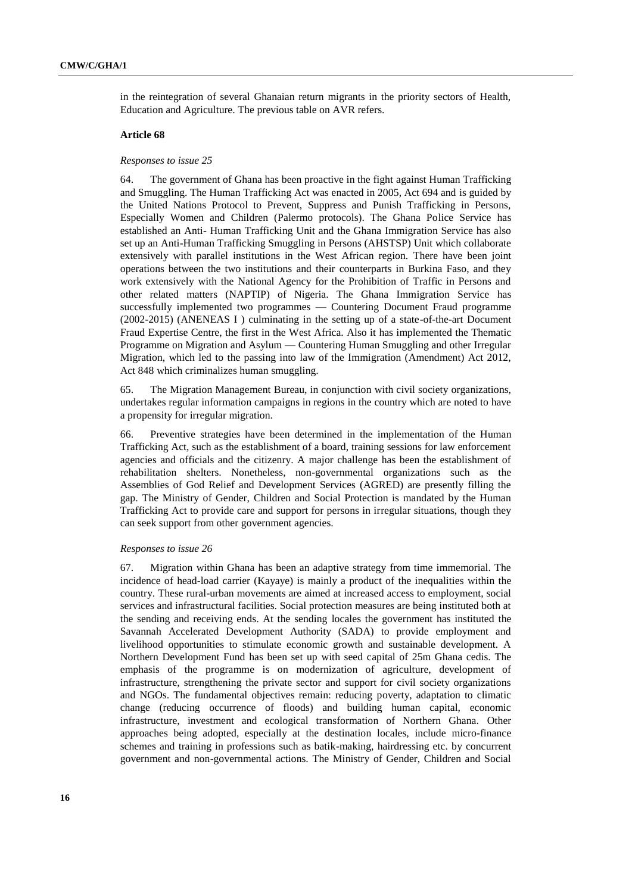in the reintegration of several Ghanaian return migrants in the priority sectors of Health, Education and Agriculture. The previous table on AVR refers.

**Article 68**

*Responses to issue 25*

64. The government of Ghana has been proactive in the fight against Human Trafficking and Smuggling. The Human Trafficking Act was enacted in 2005, Act 694 and is guided by the United Nations Protocol to Prevent, Suppress and Punish Trafficking in Persons, Especially Women and Children (Palermo protocols). The Ghana Police Service has established an Anti- Human Trafficking Unit and the Ghana Immigration Service has also set up an Anti-Human Trafficking Smuggling in Persons (AHSTSP) Unit which collaborate extensively with parallel institutions in the West African region. There have been joint operations between the two institutions and their counterparts in Burkina Faso, and they work extensively with the National Agency for the Prohibition of Traffic in Persons and other related matters (NAPTIP) of Nigeria. The Ghana Immigration Service has successfully implemented two programmes — Countering Document Fraud programme (2002-2015) (ANENEAS I ) culminating in the setting up of a state-of-the-art Document Fraud Expertise Centre, the first in the West Africa. Also it has implemented the Thematic Programme on Migration and Asylum — Countering Human Smuggling and other Irregular Migration, which led to the passing into law of the Immigration (Amendment) Act 2012, Act 848 which criminalizes human smuggling.

65. The Migration Management Bureau, in conjunction with civil society organizations, undertakes regular information campaigns in regions in the country which are noted to have a propensity for irregular migration.

66. Preventive strategies have been determined in the implementation of the Human Trafficking Act, such as the establishment of a board, training sessions for law enforcement agencies and officials and the citizenry. A major challenge has been the establishment of rehabilitation shelters. Nonetheless, non-governmental organizations such as the Assemblies of God Relief and Development Services (AGRED) are presently filling the gap. The Ministry of Gender, Children and Social Protection is mandated by the Human Trafficking Act to provide care and support for persons in irregular situations, though they can seek support from other government agencies.

*Responses to issue 26*

67. Migration within Ghana has been an adaptive strategy from time immemorial. The incidence of head-load carrier (Kayaye) is mainly a product of the inequalities within the country. These rural-urban movements are aimed at increased access to employment, social services and infrastructural facilities. Social protection measures are being instituted both at the sending and receiving ends. At the sending locales the government has instituted the Savannah Accelerated Development Authority (SADA) to provide employment and livelihood opportunities to stimulate economic growth and sustainable development. A Northern Development Fund has been set up with seed capital of 25m Ghana cedis. The emphasis of the programme is on modernization of agriculture, development of infrastructure, strengthening the private sector and support for civil society organizations and NGOs. The fundamental objectives remain: reducing poverty, adaptation to climatic change (reducing occurrence of floods) and building human capital, economic infrastructure, investment and ecological transformation of Northern Ghana. Other approaches being adopted, especially at the destination locales, include micro-finance schemes and training in professions such as batik-making, hairdressing etc. by concurrent government and non-governmental actions. The Ministry of Gender, Children and Social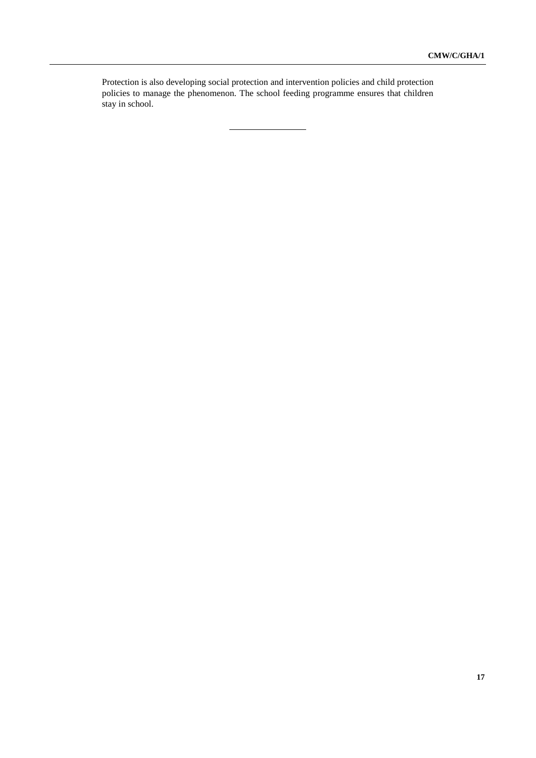Protection is also developing social protection and intervention policies and child protection policies to manage the phenomenon. The school feeding programme ensures that children stay in school.

---